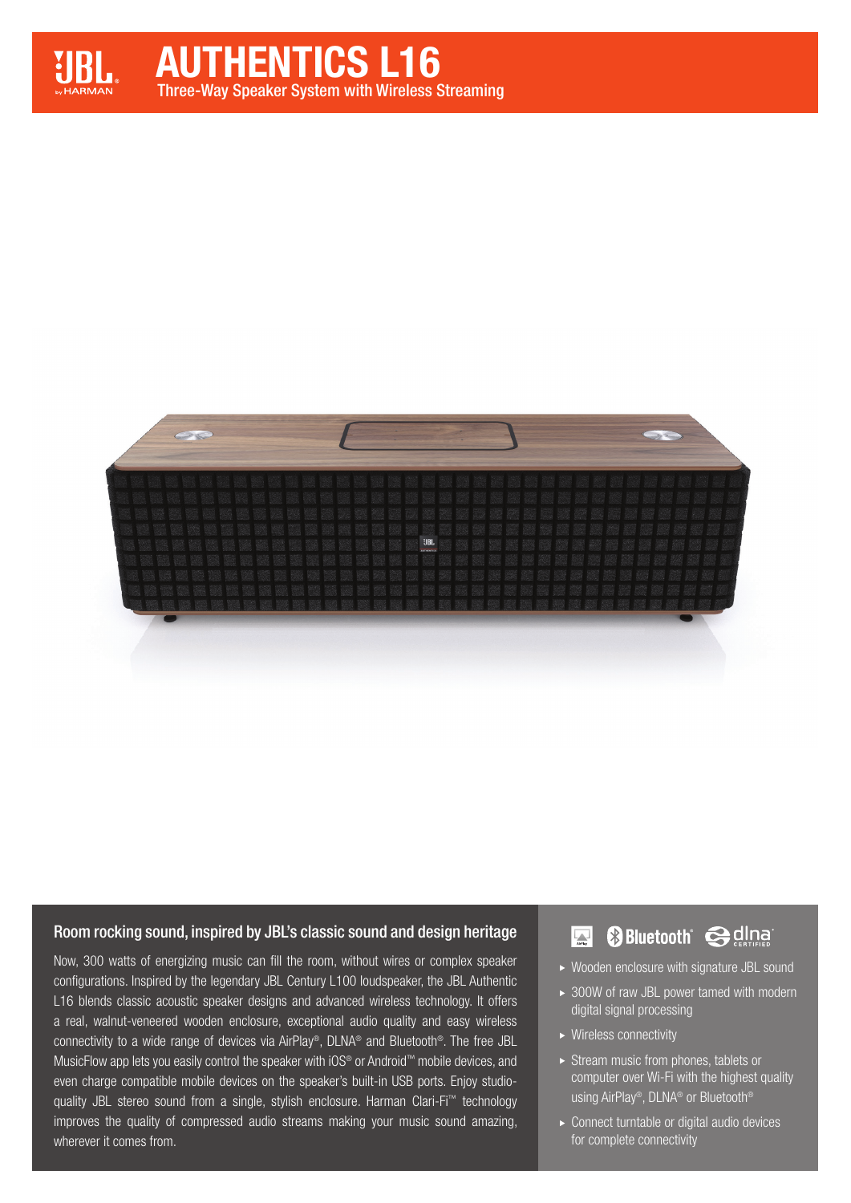# AUTHENTICS L16

Three-Way Speaker System with Wireless Streaming

## Room rocking sound, inspired by JBL's classic sound and design heritage

Now, 300 watts of energizing music can fill the room, without wires or complex speaker configurations. Inspired by the legendary JBL Century L100 loudspeaker, the JBL Authentic L16 blends classic acoustic speaker designs and advanced wireless technology. It offers a real, walnut-veneered wooden enclosure, exceptional audio quality and easy wireless connectivity to a wide range of devices via AirPlay®, DLNA® and Bluetooth®. The free JBL MusicFlow app lets you easily control the speaker with iOS® or Android™ mobile devices, and even charge compatible mobile devices on the speaker's built-in USB ports. Enjoy studio-quality JBL stereo sound from a single, stylish enclosure. Harman Clari-Fi™ technology improves the quality of compressed audio streams making your music sound amazing, wherever it comes from.

- Wooden enclosure with signature JBL sound
- 300W of raw JBL power tamed with modern digital signal processing
- Wireless connectivity
- Stream music from phones, tablets or computer over Wi-Fi with the highest quality using AirPlay®, DLNA® or Bluetooth®
- Connect turntable or digital audio devices for complete connectivity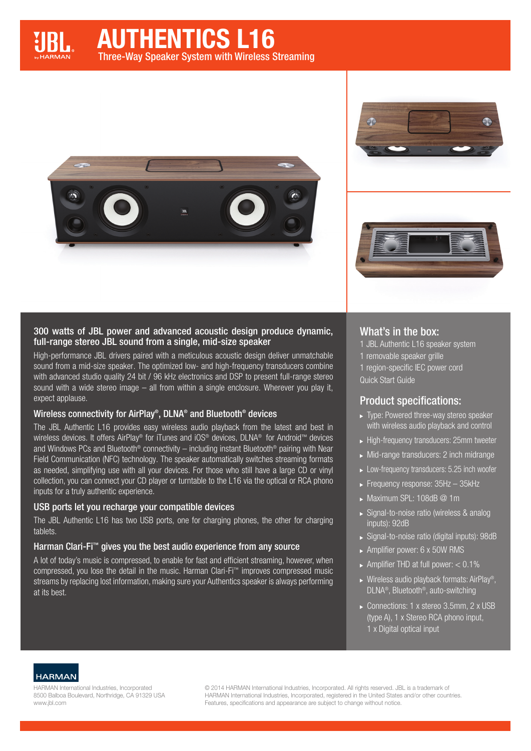# AUTHENTICS L16

Three-Way Speaker System with Wireless Streaming

## 300 watts of JBL power and advanced acoustic design produce dynamic, full-range stereo JBL sound from a single, mid-size speaker

High-performance JBL drivers paired with a meticulous acoustic design deliver unmatchable sound from a mid-size speaker. The optimized low- and high-frequency transducers combine with advanced studio quality 24 bit / 96 kHz electronics and DSP to present full-range stereo sound with a wide stereo image – all from within a single enclosure. Wherever you play it, expect applause.

### Wireless connectivity for AirPlay®, DLNA® and Bluetooth® devices

The JBL Authentic L16 provides easy wireless audio playback from the latest and best in wireless devices. It offers AirPlay® for iTunes and iOS® devices, DLNA® for Android™ devices and Windows PCs and Bluetooth® connectivity – including instant Bluetooth® pairing with Near Field Communication (NFC) technology. The speaker automatically switches streaming formats as needed, simplifying use with all your devices. For those who still have a large CD or vinyl collection, you can connect your CD player or turntable to the L16 via the optical or RCA phono inputs for a truly authentic experience.

### USB ports let you recharge your compatible devices

The JBL Authentic L16 has two USB ports, one for charging phones, the other for charging tablets.

### Harman Clari-Fi™ gives you the best audio experience from any source

A lot of today's music is compressed, to enable for fast and efficient streaming, however, when compressed, you lose the detail in the music. Harman Clari-Fi™ improves compressed music streams by replacing lost information, making sure your Authentics speaker is always performing at its best.

## What's in the box:

1 JBL Authentic L16 speaker system
1 removable speaker grille
1 region-specific IEC power cord
Quick Start Guide

## Product specifications:

- Type: Powered three-way stereo speaker with wireless audio playback and control
- High-frequency transducers: 25mm tweeter
- Mid-range transducers: 2 inch midrange
- Low-frequency transducers: 5.25 inch woofer
- Frequency response: 35Hz – 35kHz
- Maximum SPL: 108dB @ 1m
- Signal-to-noise ratio (wireless & analog inputs): 92dB
- Signal-to-noise ratio (digital inputs): 98dB
- Amplifier power: 6 x 50W RMS
- Amplifier THD at full power: < 0.1%
- Wireless audio playback formats: AirPlay®, DLNA®, Bluetooth®, auto-switching
- Connections: 1 x stereo 3.5mm, 2 x USB (type A), 1 x Stereo RCA phono input, 1 x Digital optical input

HARMAN International Industries, Incorporated
8500 Balboa Boulevard, Northridge, CA 91329 USA
www.jbl.com

© 2014 HARMAN International Industries, Incorporated. All rights reserved. JBL is a trademark of HARMAN International Industries, Incorporated, registered in the United States and/or other countries. Features, specifications and appearance are subject to change without notice.